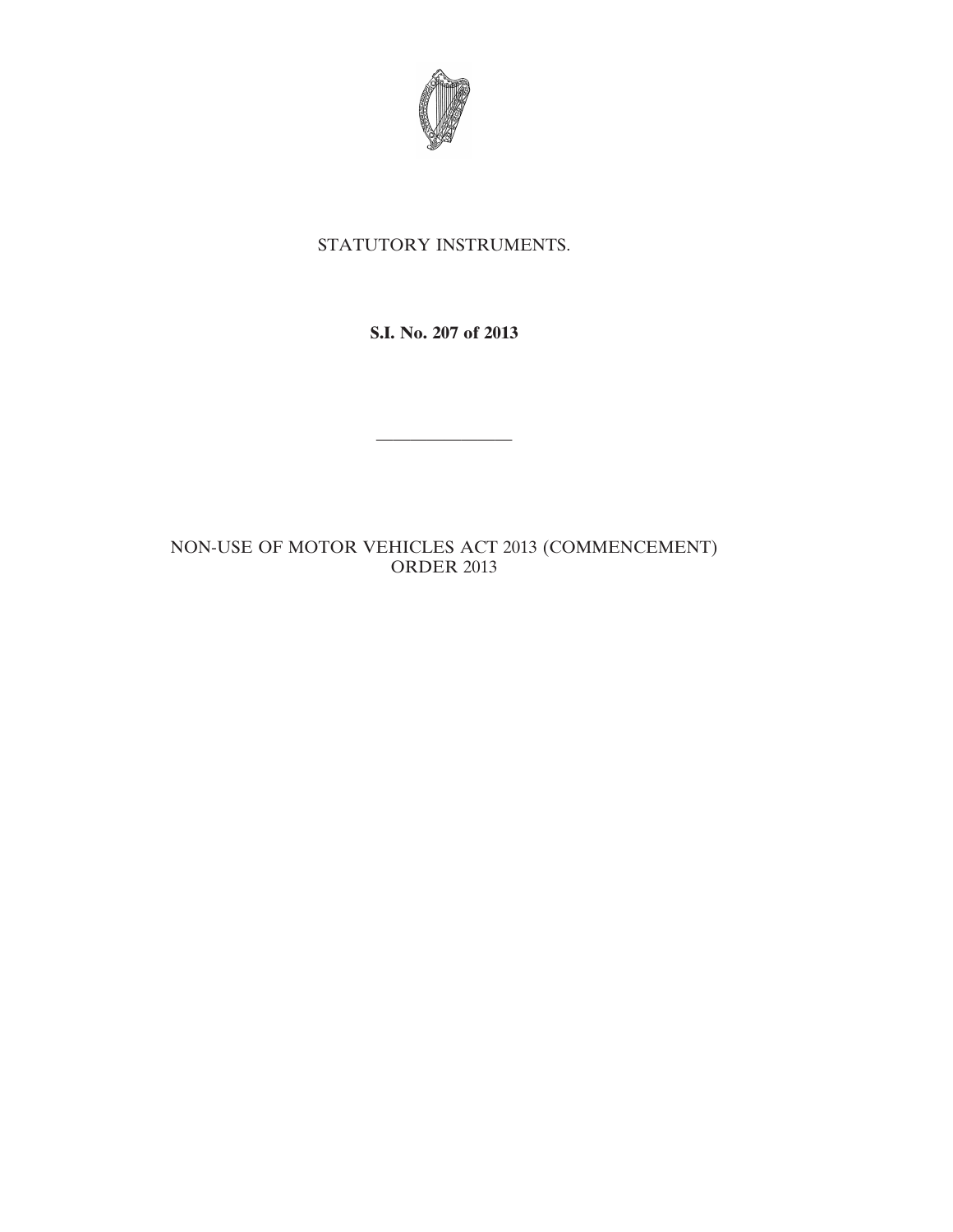STATUTORY INSTRUMENTS.

**S.I. No. 207 of 2013**

---

NON-USE OF MOTOR VEHICLES ACT 2013 (COMMENCEMENT) ORDER 2013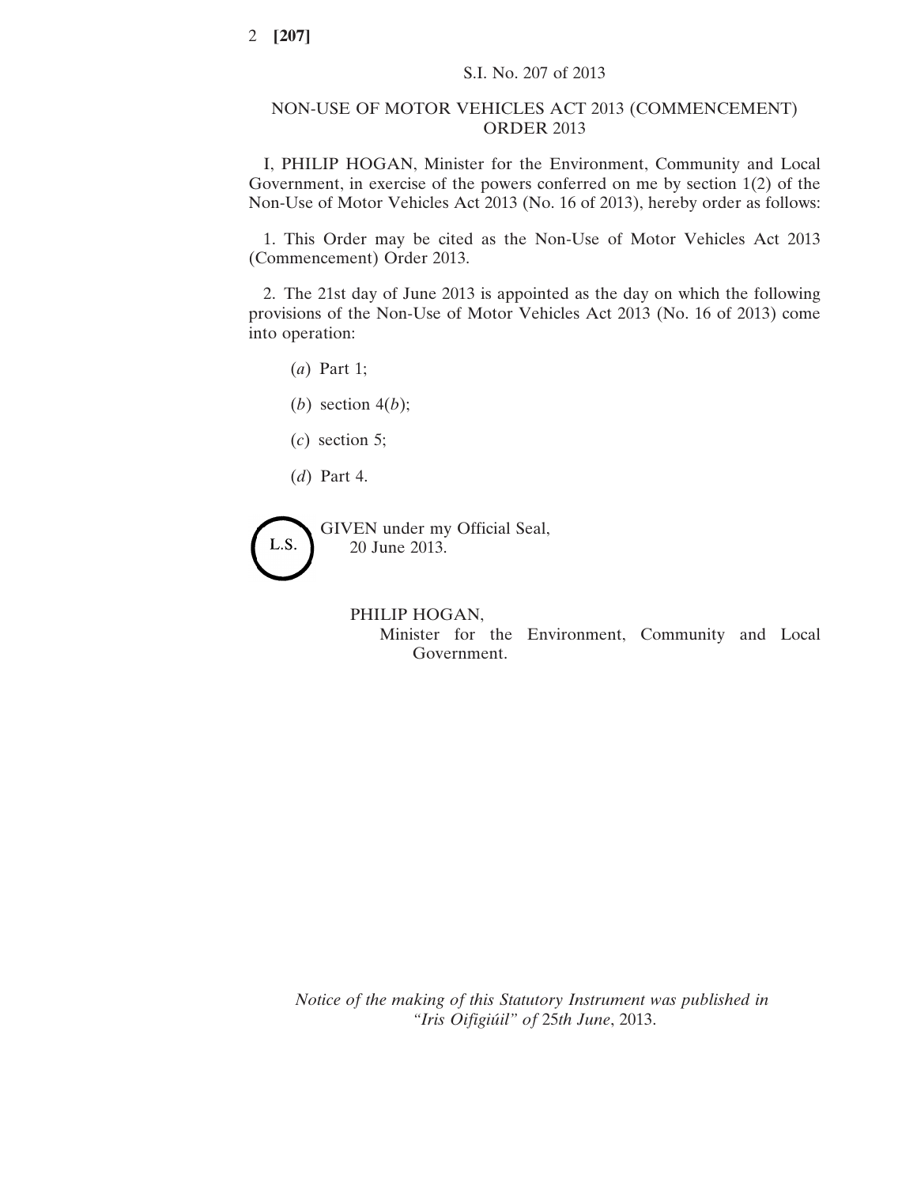S.I. No. 207 of 2013

# NON-USE OF MOTOR VEHICLES ACT 2013 (COMMENCEMENT) ORDER 2013

I, PHILIP HOGAN, Minister for the Environment, Community and Local Government, in exercise of the powers conferred on me by section 1(2) of the Non-Use of Motor Vehicles Act 2013 (No. 16 of 2013), hereby order as follows:

1. This Order may be cited as the Non-Use of Motor Vehicles Act 2013 (Commencement) Order 2013.

2. The 21st day of June 2013 is appointed as the day on which the following provisions of the Non-Use of Motor Vehicles Act 2013 (No. 16 of 2013) come into operation:

(*a*) Part 1;

(*b*) section 4(*b*);

(*c*) section 5;

(*d*) Part 4.

L.S.

GIVEN under my Official Seal,
20 June 2013.

PHILIP HOGAN,
Minister for the Environment, Community and Local Government.

*Notice of the making of this Statutory Instrument was published in "Iris Oifigiúil" of* 25*th June*, 2013.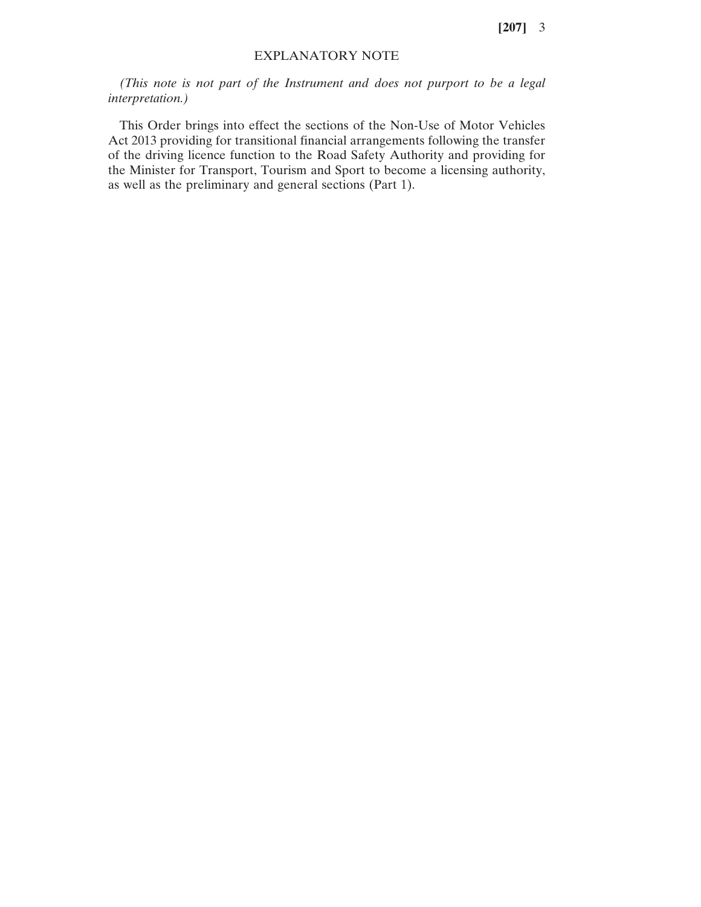## EXPLANATORY NOTE

*(This note is not part of the Instrument and does not purport to be a legal interpretation.)*

This Order brings into effect the sections of the Non-Use of Motor Vehicles Act 2013 providing for transitional financial arrangements following the transfer of the driving licence function to the Road Safety Authority and providing for the Minister for Transport, Tourism and Sport to become a licensing authority, as well as the preliminary and general sections (Part 1).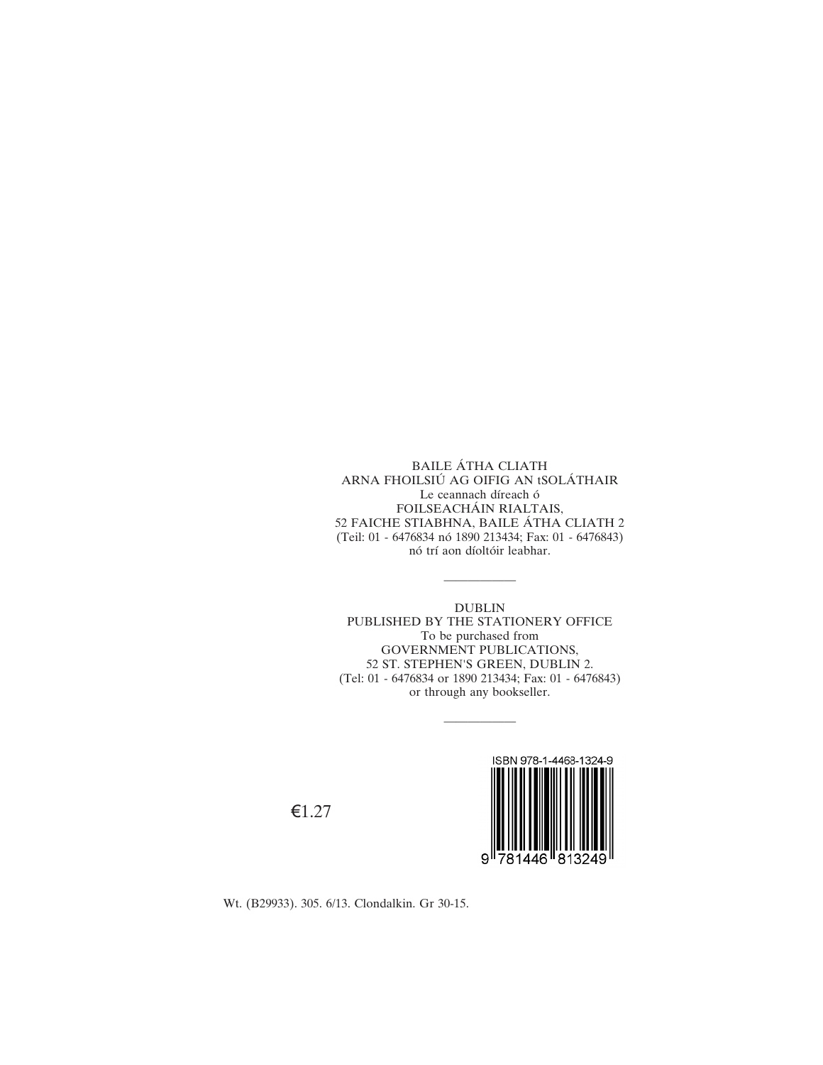BAILE ÁTHA CLIATH
ARNA FHOILSIÚ AG OIFIG AN tSOLÁTHAIR
Le ceannach díreach ó
FOILSEACHÁIN RIALTAIS,
52 FAICHE STIABHNA, BAILE ÁTHA CLIATH 2
(Teil: 01 - 6476834 nó 1890 213434; Fax: 01 - 6476843)
nó trí aon díoltóir leabhar.

---

DUBLIN
PUBLISHED BY THE STATIONERY OFFICE
To be purchased from
GOVERNMENT PUBLICATIONS,
52 ST. STEPHEN'S GREEN, DUBLIN 2.
(Tel: 01 - 6476834 or 1890 213434; Fax: 01 - 6476843)
or through any bookseller.

---

ISBN 978-1-4468-1324-9

9 781446 813249

€1.27

Wt. (B29933). 305. 6/13. Clondalkin. Gr 30-15.